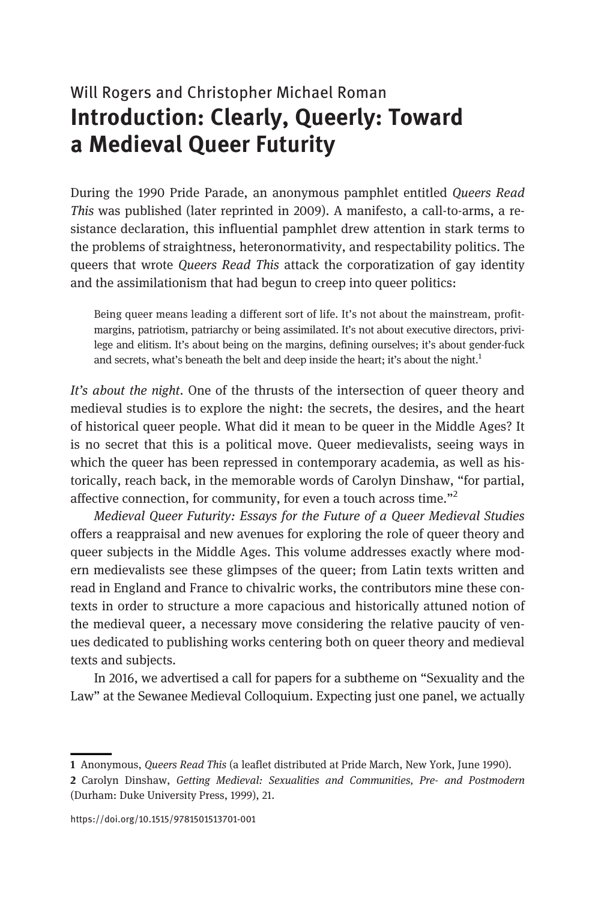Will Rogers and Christopher Michael Roman

# Introduction: Clearly, Queerly: Toward a Medieval Queer Futurity

During the 1990 Pride Parade, an anonymous pamphlet entitled *Queers Read This* was published (later reprinted in 2009). A manifesto, a call-to-arms, a resistance declaration, this influential pamphlet drew attention in stark terms to the problems of straightness, heteronormativity, and respectability politics. The queers that wrote *Queers Read This* attack the corporatization of gay identity and the assimilationism that had begun to creep into queer politics:

> Being queer means leading a different sort of life. It's not about the mainstream, profit-margins, patriotism, patriarchy or being assimilated. It's not about executive directors, privilege and elitism. It's about being on the margins, defining ourselves; it's about gender-fuck and secrets, what's beneath the belt and deep inside the heart; it's about the night.[1]

*It's about the night*. One of the thrusts of the intersection of queer theory and medieval studies is to explore the night: the secrets, the desires, and the heart of historical queer people. What did it mean to be queer in the Middle Ages? It is no secret that this is a political move. Queer medievalists, seeing ways in which the queer has been repressed in contemporary academia, as well as historically, reach back, in the memorable words of Carolyn Dinshaw, "for partial, affective connection, for community, for even a touch across time."[2]

*Medieval Queer Futurity: Essays for the Future of a Queer Medieval Studies* offers a reappraisal and new avenues for exploring the role of queer theory and queer subjects in the Middle Ages. This volume addresses exactly where modern medievalists see these glimpses of the queer; from Latin texts written and read in England and France to chivalric works, the contributors mine these contexts in order to structure a more capacious and historically attuned notion of the medieval queer, a necessary move considering the relative paucity of venues dedicated to publishing works centering both on queer theory and medieval texts and subjects.

In 2016, we advertised a call for papers for a subtheme on "Sexuality and the Law" at the Sewanee Medieval Colloquium. Expecting just one panel, we actually

---

1 Anonymous, *Queers Read This* (a leaflet distributed at Pride March, New York, June 1990).

2 Carolyn Dinshaw, *Getting Medieval: Sexualities and Communities, Pre- and Postmodern* (Durham: Duke University Press, 1999), 21.

https://doi.org/10.1515/9781501513701-001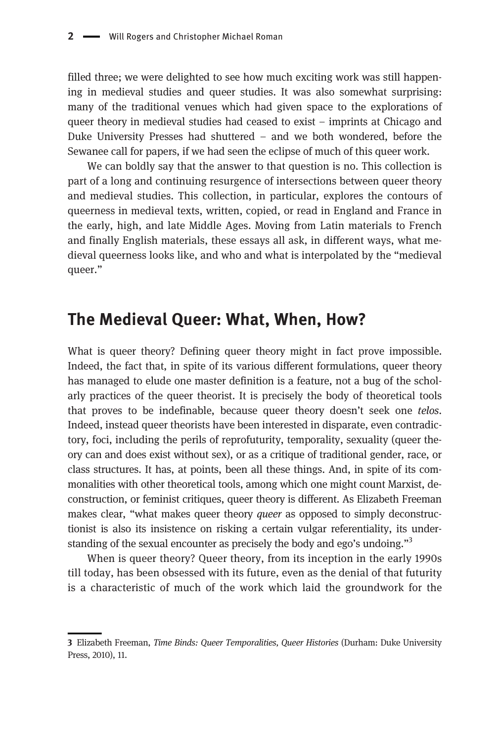filled three; we were delighted to see how much exciting work was still happening in medieval studies and queer studies. It was also somewhat surprising: many of the traditional venues which had given space to the explorations of queer theory in medieval studies had ceased to exist – imprints at Chicago and Duke University Presses had shuttered – and we both wondered, before the Sewanee call for papers, if we had seen the eclipse of much of this queer work.

We can boldly say that the answer to that question is no. This collection is part of a long and continuing resurgence of intersections between queer theory and medieval studies. This collection, in particular, explores the contours of queerness in medieval texts, written, copied, or read in England and France in the early, high, and late Middle Ages. Moving from Latin materials to French and finally English materials, these essays all ask, in different ways, what medieval queerness looks like, and who and what is interpolated by the "medieval queer."

## The Medieval Queer: What, When, How?

What is queer theory? Defining queer theory might in fact prove impossible. Indeed, the fact that, in spite of its various different formulations, queer theory has managed to elude one master definition is a feature, not a bug of the scholarly practices of the queer theorist. It is precisely the body of theoretical tools that proves to be indefinable, because queer theory doesn't seek one *telos*. Indeed, instead queer theorists have been interested in disparate, even contradictory, foci, including the perils of reprofuturity, temporality, sexuality (queer theory can and does exist without sex), or as a critique of traditional gender, race, or class structures. It has, at points, been all these things. And, in spite of its commonalities with other theoretical tools, among which one might count Marxist, deconstruction, or feminist critiques, queer theory is different. As Elizabeth Freeman makes clear, "what makes queer theory *queer* as opposed to simply deconstructionist is also its insistence on risking a certain vulgar referentiality, its understanding of the sexual encounter as precisely the body and ego's undoing."[3]

When is queer theory? Queer theory, from its inception in the early 1990s till today, has been obsessed with its future, even as the denial of that futurity is a characteristic of much of the work which laid the groundwork for the

---

3 Elizabeth Freeman, *Time Binds: Queer Temporalities, Queer Histories* (Durham: Duke University Press, 2010), 11.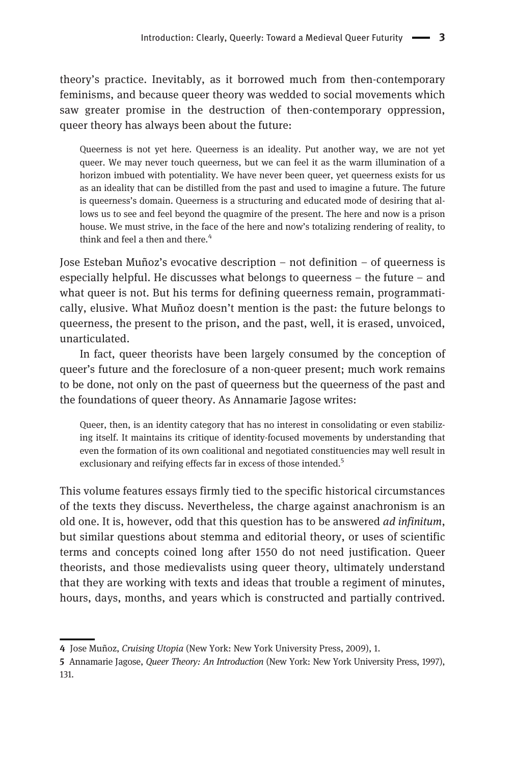theory's practice. Inevitably, as it borrowed much from then-contemporary feminisms, and because queer theory was wedded to social movements which saw greater promise in the destruction of then-contemporary oppression, queer theory has always been about the future:

> Queerness is not yet here. Queerness is an ideality. Put another way, we are not yet queer. We may never touch queerness, but we can feel it as the warm illumination of a horizon imbued with potentiality. We have never been queer, yet queerness exists for us as an ideality that can be distilled from the past and used to imagine a future. The future is queerness's domain. Queerness is a structuring and educated mode of desiring that allows us to see and feel beyond the quagmire of the present. The here and now is a prison house. We must strive, in the face of the here and now's totalizing rendering of reality, to think and feel a then and there.[4]

Jose Esteban Muñoz's evocative description – not definition – of queerness is especially helpful. He discusses what belongs to queerness – the future – and what queer is not. But his terms for defining queerness remain, programmatically, elusive. What Muñoz doesn't mention is the past: the future belongs to queerness, the present to the prison, and the past, well, it is erased, unvoiced, unarticulated.

In fact, queer theorists have been largely consumed by the conception of queer's future and the foreclosure of a non-queer present; much work remains to be done, not only on the past of queerness but the queerness of the past and the foundations of queer theory. As Annamarie Jagose writes:

> Queer, then, is an identity category that has no interest in consolidating or even stabilizing itself. It maintains its critique of identity-focused movements by understanding that even the formation of its own coalitional and negotiated constituencies may well result in exclusionary and reifying effects far in excess of those intended.[5]

This volume features essays firmly tied to the specific historical circumstances of the texts they discuss. Nevertheless, the charge against anachronism is an old one. It is, however, odd that this question has to be answered *ad infinitum*, but similar questions about stemma and editorial theory, or uses of scientific terms and concepts coined long after 1550 do not need justification. Queer theorists, and those medievalists using queer theory, ultimately understand that they are working with texts and ideas that trouble a regiment of minutes, hours, days, months, and years which is constructed and partially contrived.

---

**4** Jose Muñoz, *Cruising Utopia* (New York: New York University Press, 2009), 1.

**5** Annamarie Jagose, *Queer Theory: An Introduction* (New York: New York University Press, 1997), 131.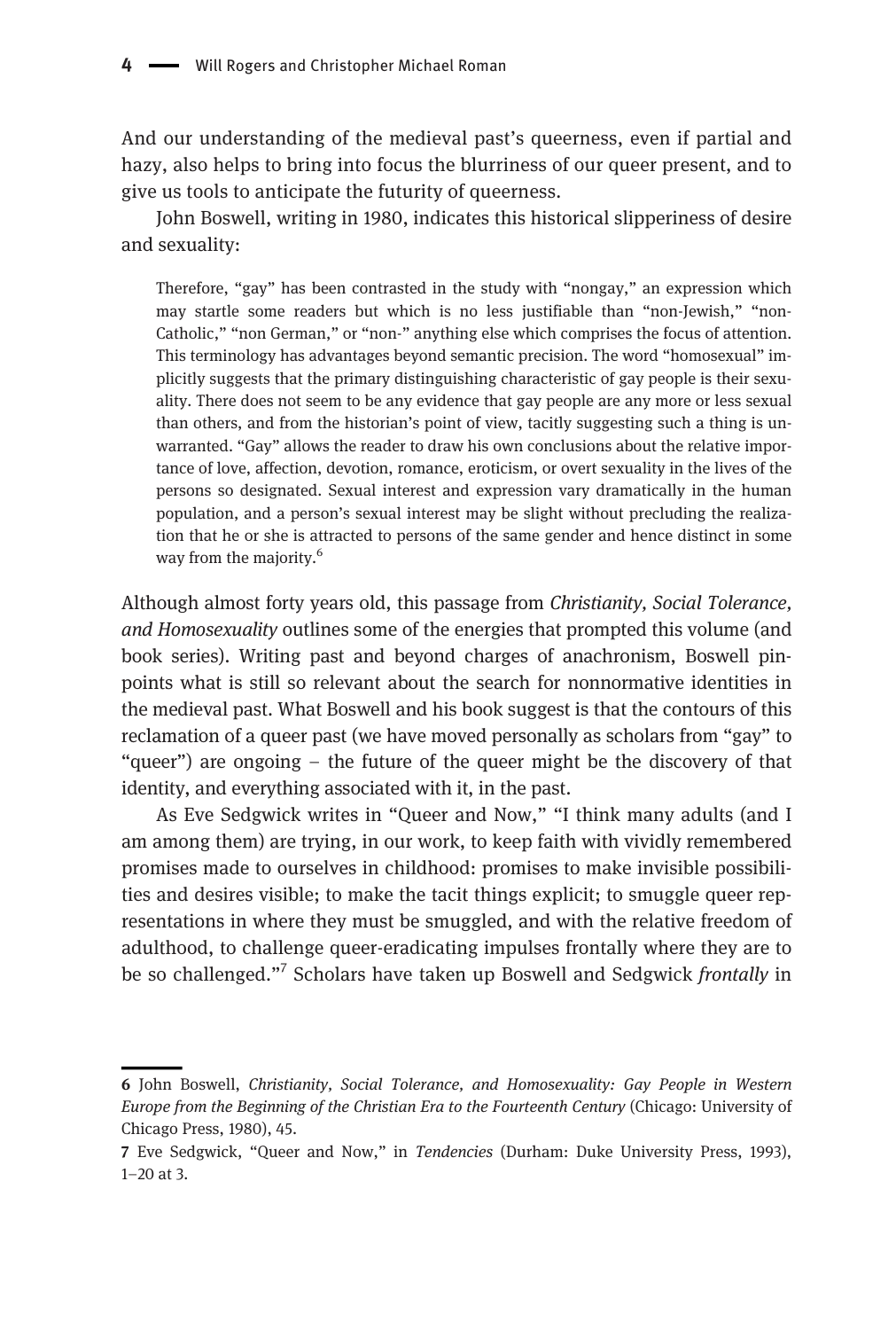And our understanding of the medieval past's queerness, even if partial and hazy, also helps to bring into focus the blurriness of our queer present, and to give us tools to anticipate the futurity of queerness.

John Boswell, writing in 1980, indicates this historical slipperiness of desire and sexuality:

> Therefore, "gay" has been contrasted in the study with "nongay," an expression which may startle some readers but which is no less justifiable than "non-Jewish," "non-Catholic," "non German," or "non-" anything else which comprises the focus of attention. This terminology has advantages beyond semantic precision. The word "homosexual" implicitly suggests that the primary distinguishing characteristic of gay people is their sexuality. There does not seem to be any evidence that gay people are any more or less sexual than others, and from the historian's point of view, tacitly suggesting such a thing is unwarranted. "Gay" allows the reader to draw his own conclusions about the relative importance of love, affection, devotion, romance, eroticism, or overt sexuality in the lives of the persons so designated. Sexual interest and expression vary dramatically in the human population, and a person's sexual interest may be slight without precluding the realization that he or she is attracted to persons of the same gender and hence distinct in some way from the majority.[6]

Although almost forty years old, this passage from *Christianity, Social Tolerance, and Homosexuality* outlines some of the energies that prompted this volume (and book series). Writing past and beyond charges of anachronism, Boswell pinpoints what is still so relevant about the search for nonnormative identities in the medieval past. What Boswell and his book suggest is that the contours of this reclamation of a queer past (we have moved personally as scholars from "gay" to "queer") are ongoing – the future of the queer might be the discovery of that identity, and everything associated with it, in the past.

As Eve Sedgwick writes in "Queer and Now," "I think many adults (and I am among them) are trying, in our work, to keep faith with vividly remembered promises made to ourselves in childhood: promises to make invisible possibilities and desires visible; to make the tacit things explicit; to smuggle queer representations in where they must be smuggled, and with the relative freedom of adulthood, to challenge queer-eradicating impulses frontally where they are to be so challenged."[7] Scholars have taken up Boswell and Sedgwick *frontally* in

---

6 John Boswell, *Christianity, Social Tolerance, and Homosexuality: Gay People in Western Europe from the Beginning of the Christian Era to the Fourteenth Century* (Chicago: University of Chicago Press, 1980), 45.

7 Eve Sedgwick, "Queer and Now," in *Tendencies* (Durham: Duke University Press, 1993), 1–20 at 3.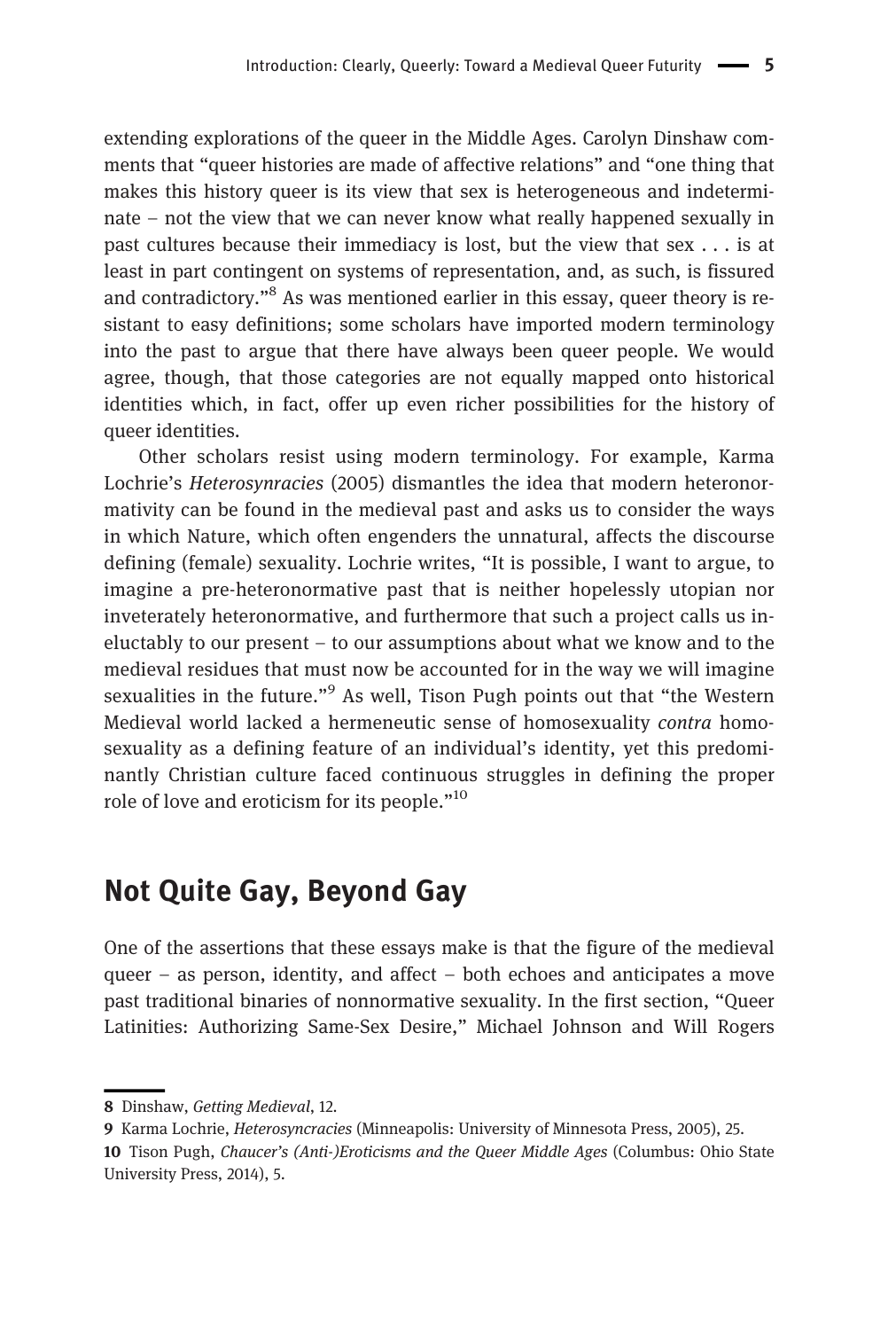extending explorations of the queer in the Middle Ages. Carolyn Dinshaw comments that "queer histories are made of affective relations" and "one thing that makes this history queer is its view that sex is heterogeneous and indeterminate – not the view that we can never know what really happened sexually in past cultures because their immediacy is lost, but the view that sex . . . is at least in part contingent on systems of representation, and, as such, is fissured and contradictory."[8] As was mentioned earlier in this essay, queer theory is resistant to easy definitions; some scholars have imported modern terminology into the past to argue that there have always been queer people. We would agree, though, that those categories are not equally mapped onto historical identities which, in fact, offer up even richer possibilities for the history of queer identities.

Other scholars resist using modern terminology. For example, Karma Lochrie's *Heterosynracies* (2005) dismantles the idea that modern heteronormativity can be found in the medieval past and asks us to consider the ways in which Nature, which often engenders the unnatural, affects the discourse defining (female) sexuality. Lochrie writes, "It is possible, I want to argue, to imagine a pre-heteronormative past that is neither hopelessly utopian nor inveterately heteronormative, and furthermore that such a project calls us ineluctably to our present – to our assumptions about what we know and to the medieval residues that must now be accounted for in the way we will imagine sexualities in the future."[9] As well, Tison Pugh points out that "the Western Medieval world lacked a hermeneutic sense of homosexuality *contra* homosexuality as a defining feature of an individual's identity, yet this predominantly Christian culture faced continuous struggles in defining the proper role of love and eroticism for its people."[10]

## Not Quite Gay, Beyond Gay

One of the assertions that these essays make is that the figure of the medieval queer – as person, identity, and affect – both echoes and anticipates a move past traditional binaries of nonnormative sexuality. In the first section, "Queer Latinities: Authorizing Same-Sex Desire," Michael Johnson and Will Rogers

**8** Dinshaw, *Getting Medieval*, 12.

**9** Karma Lochrie, *Heterosyncracies* (Minneapolis: University of Minnesota Press, 2005), 25.

**10** Tison Pugh, *Chaucer's (Anti-)Eroticisms and the Queer Middle Ages* (Columbus: Ohio State University Press, 2014), 5.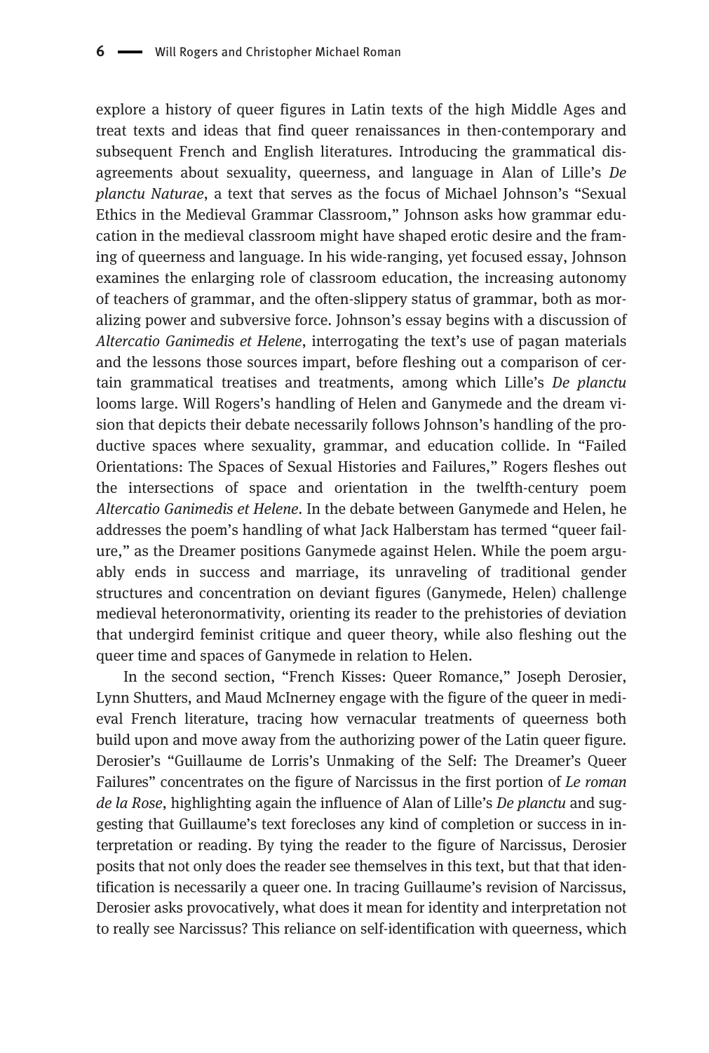explore a history of queer figures in Latin texts of the high Middle Ages and treat texts and ideas that find queer renaissances in then-contemporary and subsequent French and English literatures. Introducing the grammatical disagreements about sexuality, queerness, and language in Alan of Lille's *De planctu Naturae*, a text that serves as the focus of Michael Johnson's "Sexual Ethics in the Medieval Grammar Classroom," Johnson asks how grammar education in the medieval classroom might have shaped erotic desire and the framing of queerness and language. In his wide-ranging, yet focused essay, Johnson examines the enlarging role of classroom education, the increasing autonomy of teachers of grammar, and the often-slippery status of grammar, both as moralizing power and subversive force. Johnson's essay begins with a discussion of *Altercatio Ganimedis et Helene*, interrogating the text's use of pagan materials and the lessons those sources impart, before fleshing out a comparison of certain grammatical treatises and treatments, among which Lille's *De planctu* looms large. Will Rogers's handling of Helen and Ganymede and the dream vision that depicts their debate necessarily follows Johnson's handling of the productive spaces where sexuality, grammar, and education collide. In "Failed Orientations: The Spaces of Sexual Histories and Failures," Rogers fleshes out the intersections of space and orientation in the twelfth-century poem *Altercatio Ganimedis et Helene*. In the debate between Ganymede and Helen, he addresses the poem's handling of what Jack Halberstam has termed "queer failure," as the Dreamer positions Ganymede against Helen. While the poem arguably ends in success and marriage, its unraveling of traditional gender structures and concentration on deviant figures (Ganymede, Helen) challenge medieval heteronormativity, orienting its reader to the prehistories of deviation that undergird feminist critique and queer theory, while also fleshing out the queer time and spaces of Ganymede in relation to Helen.

In the second section, "French Kisses: Queer Romance," Joseph Derosier, Lynn Shutters, and Maud McInerney engage with the figure of the queer in medieval French literature, tracing how vernacular treatments of queerness both build upon and move away from the authorizing power of the Latin queer figure. Derosier's "Guillaume de Lorris's Unmaking of the Self: The Dreamer's Queer Failures" concentrates on the figure of Narcissus in the first portion of *Le roman de la Rose*, highlighting again the influence of Alan of Lille's *De planctu* and suggesting that Guillaume's text forecloses any kind of completion or success in interpretation or reading. By tying the reader to the figure of Narcissus, Derosier posits that not only does the reader see themselves in this text, but that that identification is necessarily a queer one. In tracing Guillaume's revision of Narcissus, Derosier asks provocatively, what does it mean for identity and interpretation not to really see Narcissus? This reliance on self-identification with queerness, which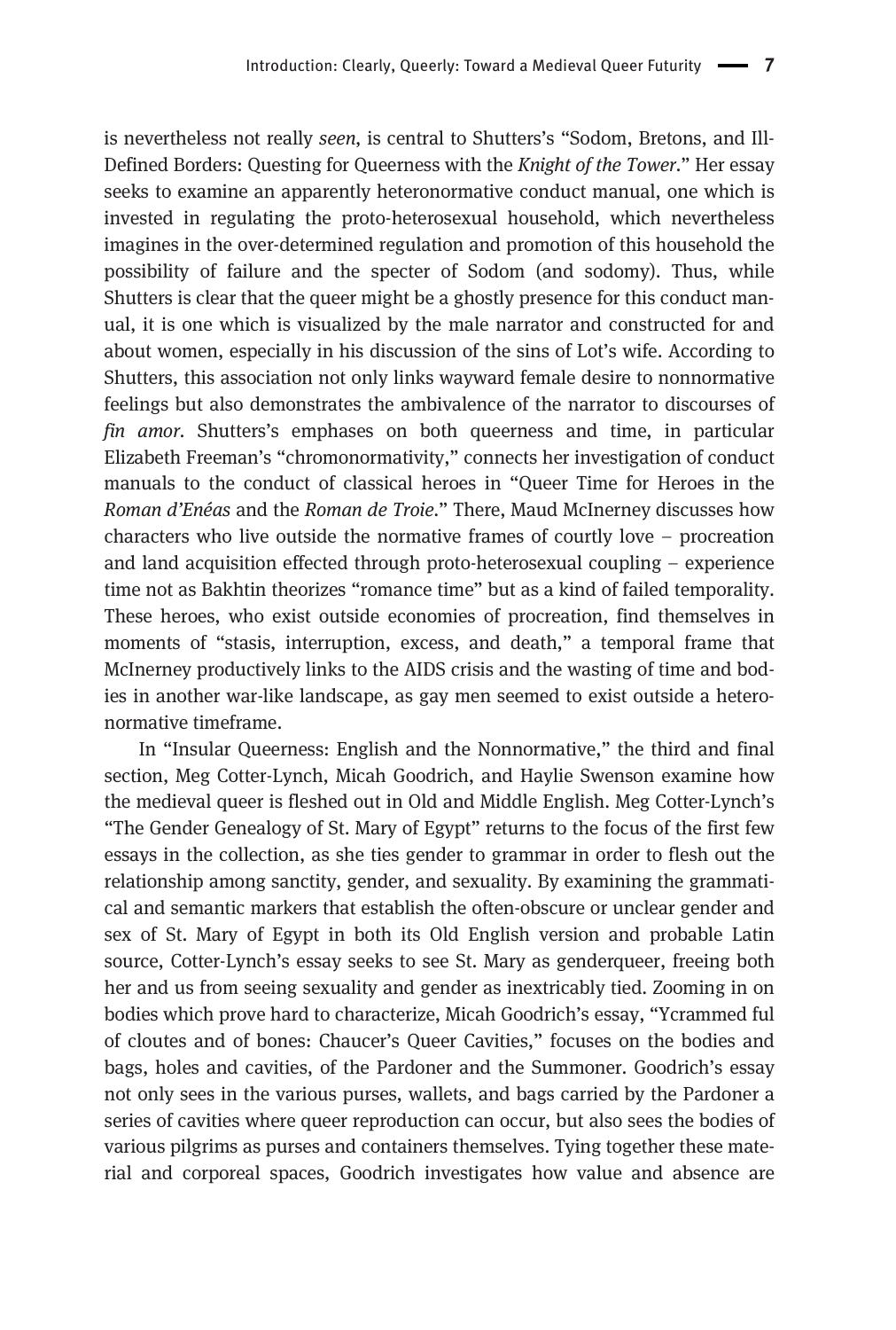is nevertheless not really *seen*, is central to Shutters's "Sodom, Bretons, and Ill-Defined Borders: Questing for Queerness with the *Knight of the Tower*." Her essay seeks to examine an apparently heteronormative conduct manual, one which is invested in regulating the proto-heterosexual household, which nevertheless imagines in the over-determined regulation and promotion of this household the possibility of failure and the specter of Sodom (and sodomy). Thus, while Shutters is clear that the queer might be a ghostly presence for this conduct manual, it is one which is visualized by the male narrator and constructed for and about women, especially in his discussion of the sins of Lot's wife. According to Shutters, this association not only links wayward female desire to nonnormative feelings but also demonstrates the ambivalence of the narrator to discourses of *fin amor*. Shutters's emphases on both queerness and time, in particular Elizabeth Freeman's "chromonormativity," connects her investigation of conduct manuals to the conduct of classical heroes in "Queer Time for Heroes in the *Roman d'Enéas* and the *Roman de Troie*." There, Maud McInerney discusses how characters who live outside the normative frames of courtly love – procreation and land acquisition effected through proto-heterosexual coupling – experience time not as Bakhtin theorizes "romance time" but as a kind of failed temporality. These heroes, who exist outside economies of procreation, find themselves in moments of "stasis, interruption, excess, and death," a temporal frame that McInerney productively links to the AIDS crisis and the wasting of time and bodies in another war-like landscape, as gay men seemed to exist outside a heteronormative timeframe.

In "Insular Queerness: English and the Nonnormative," the third and final section, Meg Cotter-Lynch, Micah Goodrich, and Haylie Swenson examine how the medieval queer is fleshed out in Old and Middle English. Meg Cotter-Lynch's "The Gender Genealogy of St. Mary of Egypt" returns to the focus of the first few essays in the collection, as she ties gender to grammar in order to flesh out the relationship among sanctity, gender, and sexuality. By examining the grammatical and semantic markers that establish the often-obscure or unclear gender and sex of St. Mary of Egypt in both its Old English version and probable Latin source, Cotter-Lynch's essay seeks to see St. Mary as genderqueer, freeing both her and us from seeing sexuality and gender as inextricably tied. Zooming in on bodies which prove hard to characterize, Micah Goodrich's essay, "Ycrammed ful of cloutes and of bones: Chaucer's Queer Cavities," focuses on the bodies and bags, holes and cavities, of the Pardoner and the Summoner. Goodrich's essay not only sees in the various purses, wallets, and bags carried by the Pardoner a series of cavities where queer reproduction can occur, but also sees the bodies of various pilgrims as purses and containers themselves. Tying together these material and corporeal spaces, Goodrich investigates how value and absence are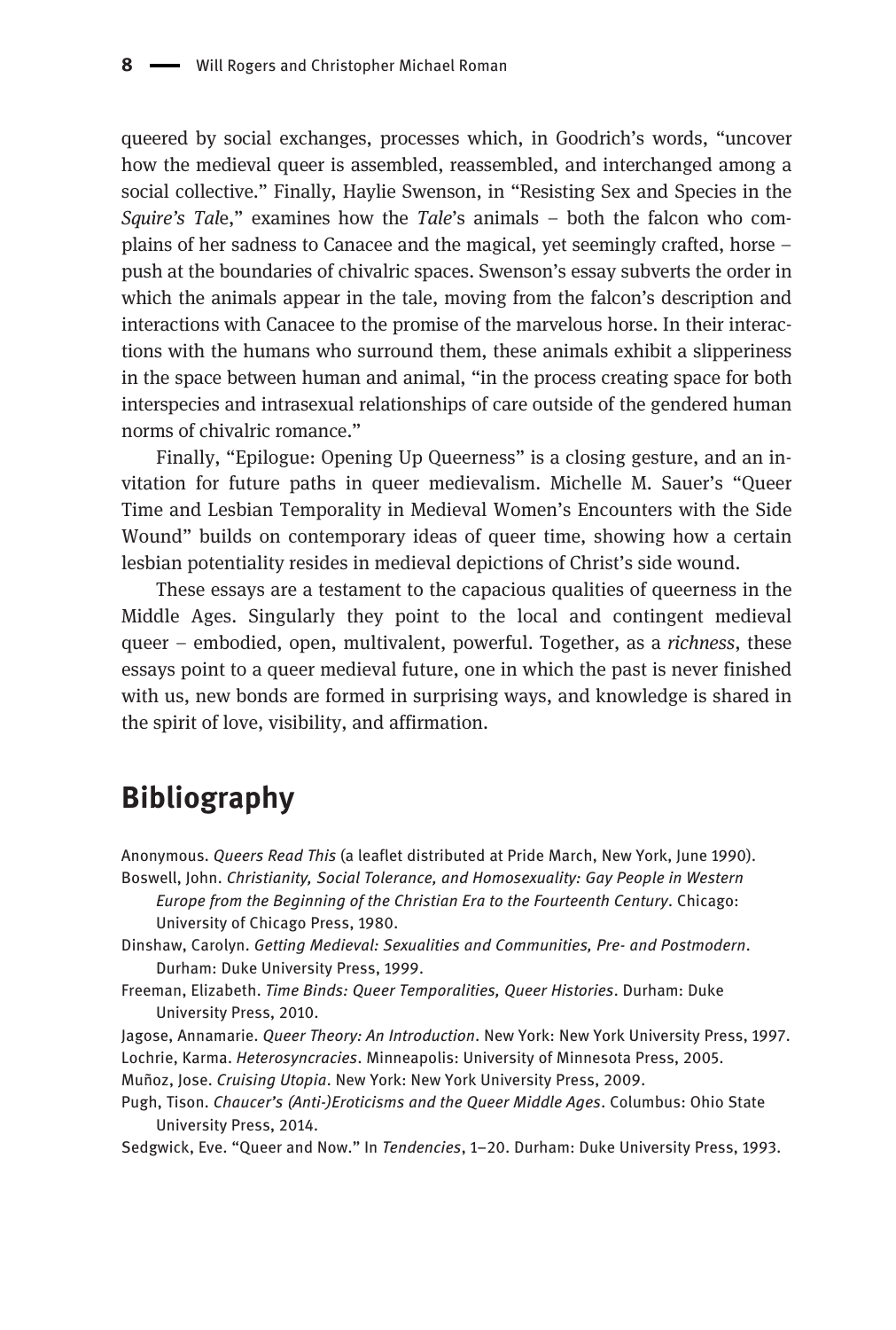queered by social exchanges, processes which, in Goodrich's words, "uncover how the medieval queer is assembled, reassembled, and interchanged among a social collective." Finally, Haylie Swenson, in "Resisting Sex and Species in the *Squire's Tale*," examines how the *Tale*'s animals – both the falcon who complains of her sadness to Canacee and the magical, yet seemingly crafted, horse – push at the boundaries of chivalric spaces. Swenson's essay subverts the order in which the animals appear in the tale, moving from the falcon's description and interactions with Canacee to the promise of the marvelous horse. In their interactions with the humans who surround them, these animals exhibit a slipperiness in the space between human and animal, "in the process creating space for both interspecies and intrasexual relationships of care outside of the gendered human norms of chivalric romance."

Finally, "Epilogue: Opening Up Queerness" is a closing gesture, and an invitation for future paths in queer medievalism. Michelle M. Sauer's "Queer Time and Lesbian Temporality in Medieval Women's Encounters with the Side Wound" builds on contemporary ideas of queer time, showing how a certain lesbian potentiality resides in medieval depictions of Christ's side wound.

These essays are a testament to the capacious qualities of queerness in the Middle Ages. Singularly they point to the local and contingent medieval queer – embodied, open, multivalent, powerful. Together, as a *richness*, these essays point to a queer medieval future, one in which the past is never finished with us, new bonds are formed in surprising ways, and knowledge is shared in the spirit of love, visibility, and affirmation.

## Bibliography

Anonymous. *Queers Read This* (a leaflet distributed at Pride March, New York, June 1990).

Boswell, John. *Christianity, Social Tolerance, and Homosexuality: Gay People in Western Europe from the Beginning of the Christian Era to the Fourteenth Century*. Chicago: University of Chicago Press, 1980.

Dinshaw, Carolyn. *Getting Medieval: Sexualities and Communities, Pre- and Postmodern*. Durham: Duke University Press, 1999.

Freeman, Elizabeth. *Time Binds: Queer Temporalities, Queer Histories*. Durham: Duke University Press, 2010.

Jagose, Annamarie. *Queer Theory: An Introduction*. New York: New York University Press, 1997.

Lochrie, Karma. *Heterosyncracies*. Minneapolis: University of Minnesota Press, 2005.

Muñoz, Jose. *Cruising Utopia*. New York: New York University Press, 2009.

Pugh, Tison. *Chaucer's (Anti-)Eroticisms and the Queer Middle Ages*. Columbus: Ohio State University Press, 2014.

Sedgwick, Eve. "Queer and Now." In *Tendencies*, 1–20. Durham: Duke University Press, 1993.